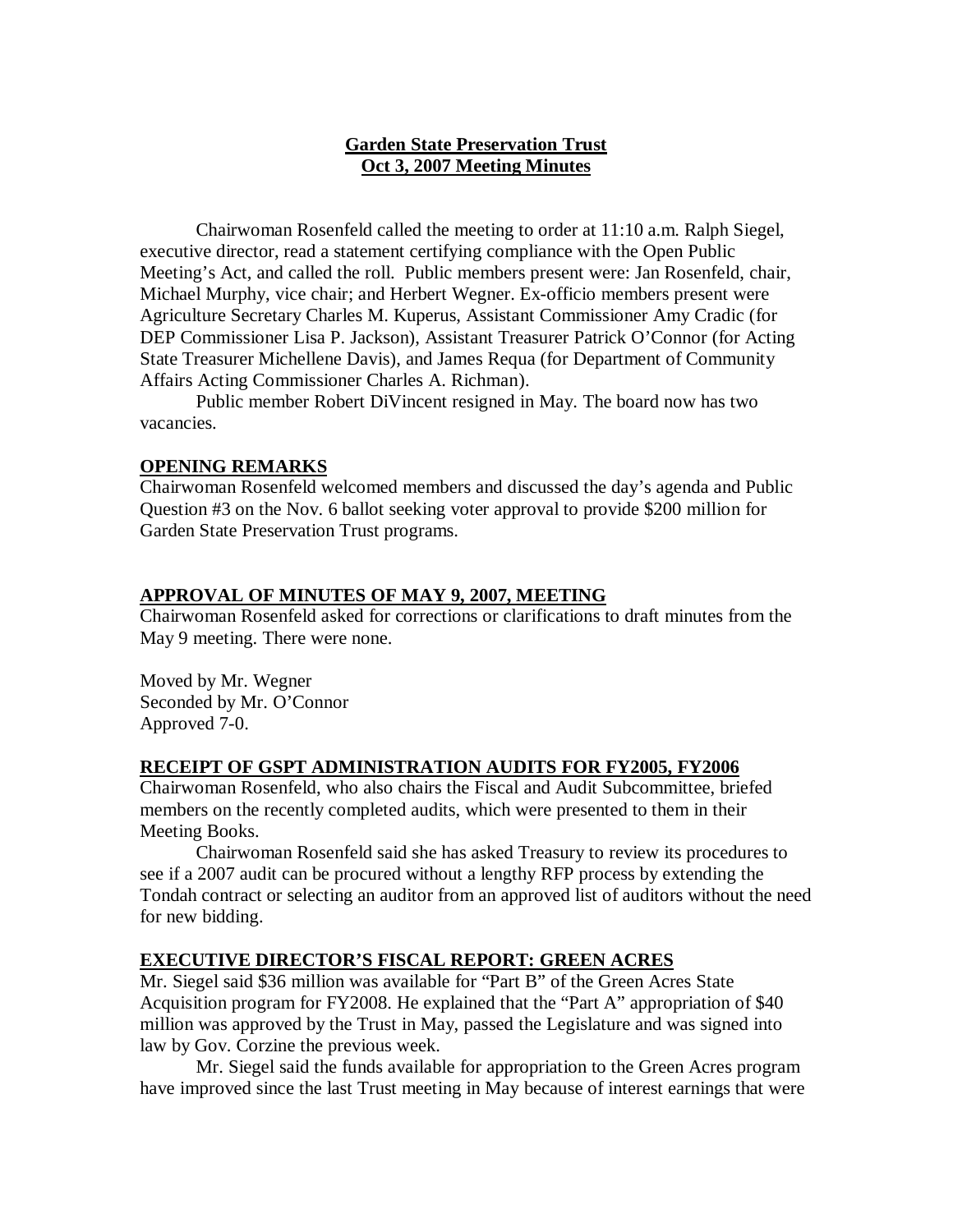**Garden State Preservation Trust**
**Oct 3, 2007 Meeting Minutes**

Chairwoman Rosenfeld called the meeting to order at 11:10 a.m. Ralph Siegel, executive director, read a statement certifying compliance with the Open Public Meeting's Act, and called the roll. Public members present were: Jan Rosenfeld, chair, Michael Murphy, vice chair; and Herbert Wegner. Ex-officio members present were Agriculture Secretary Charles M. Kuperus, Assistant Commissioner Amy Cradic (for DEP Commissioner Lisa P. Jackson), Assistant Treasurer Patrick O'Connor (for Acting State Treasurer Michellene Davis), and James Requa (for Department of Community Affairs Acting Commissioner Charles A. Richman).

Public member Robert DiVincent resigned in May. The board now has two vacancies.

## OPENING REMARKS

Chairwoman Rosenfeld welcomed members and discussed the day's agenda and Public Question #3 on the Nov. 6 ballot seeking voter approval to provide $200 million for Garden State Preservation Trust programs.

## APPROVAL OF MINUTES OF MAY 9, 2007, MEETING

Chairwoman Rosenfeld asked for corrections or clarifications to draft minutes from the May 9 meeting. There were none.

Moved by Mr. Wegner
Seconded by Mr. O'Connor
Approved 7-0.

## RECEIPT OF GSPT ADMINISTRATION AUDITS FOR FY2005, FY2006

Chairwoman Rosenfeld, who also chairs the Fiscal and Audit Subcommittee, briefed members on the recently completed audits, which were presented to them in their Meeting Books.

Chairwoman Rosenfeld said she has asked Treasury to review its procedures to see if a 2007 audit can be procured without a lengthy RFP process by extending the Tondah contract or selecting an auditor from an approved list of auditors without the need for new bidding.

## EXECUTIVE DIRECTOR'S FISCAL REPORT: GREEN ACRES

Mr. Siegel said $36 million was available for "Part B" of the Green Acres State Acquisition program for FY2008. He explained that the "Part A" appropriation of $40 million was approved by the Trust in May, passed the Legislature and was signed into law by Gov. Corzine the previous week.

Mr. Siegel said the funds available for appropriation to the Green Acres program have improved since the last Trust meeting in May because of interest earnings that were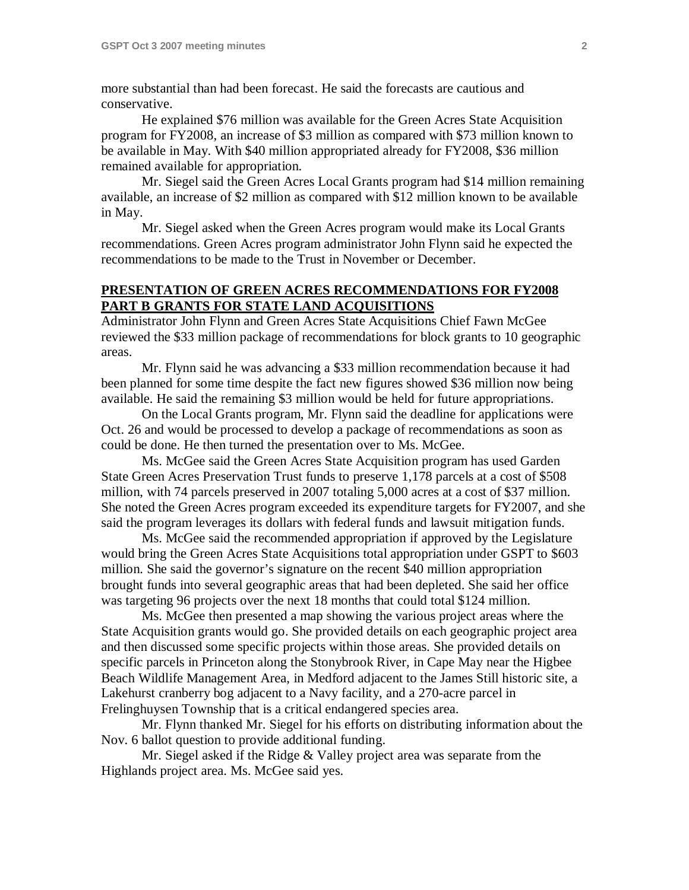more substantial than had been forecast. He said the forecasts are cautious and conservative.

He explained $76 million was available for the Green Acres State Acquisition program for FY2008, an increase of $3 million as compared with $73 million known to be available in May. With $40 million appropriated already for FY2008, $36 million remained available for appropriation.

Mr. Siegel said the Green Acres Local Grants program had $14 million remaining available, an increase of $2 million as compared with $12 million known to be available in May.

Mr. Siegel asked when the Green Acres program would make its Local Grants recommendations. Green Acres program administrator John Flynn said he expected the recommendations to be made to the Trust in November or December.

## PRESENTATION OF GREEN ACRES RECOMMENDATIONS FOR FY2008 PART B GRANTS FOR STATE LAND ACQUISITIONS

Administrator John Flynn and Green Acres State Acquisitions Chief Fawn McGee reviewed the $33 million package of recommendations for block grants to 10 geographic areas.

Mr. Flynn said he was advancing a $33 million recommendation because it had been planned for some time despite the fact new figures showed $36 million now being available. He said the remaining $3 million would be held for future appropriations.

On the Local Grants program, Mr. Flynn said the deadline for applications were Oct. 26 and would be processed to develop a package of recommendations as soon as could be done. He then turned the presentation over to Ms. McGee.

Ms. McGee said the Green Acres State Acquisition program has used Garden State Green Acres Preservation Trust funds to preserve 1,178 parcels at a cost of $508 million, with 74 parcels preserved in 2007 totaling 5,000 acres at a cost of $37 million. She noted the Green Acres program exceeded its expenditure targets for FY2007, and she said the program leverages its dollars with federal funds and lawsuit mitigation funds.

Ms. McGee said the recommended appropriation if approved by the Legislature would bring the Green Acres State Acquisitions total appropriation under GSPT to $603 million. She said the governor's signature on the recent $40 million appropriation brought funds into several geographic areas that had been depleted. She said her office was targeting 96 projects over the next 18 months that could total $124 million.

Ms. McGee then presented a map showing the various project areas where the State Acquisition grants would go. She provided details on each geographic project area and then discussed some specific projects within those areas. She provided details on specific parcels in Princeton along the Stonybrook River, in Cape May near the Higbee Beach Wildlife Management Area, in Medford adjacent to the James Still historic site, a Lakehurst cranberry bog adjacent to a Navy facility, and a 270-acre parcel in Frelinghuysen Township that is a critical endangered species area.

Mr. Flynn thanked Mr. Siegel for his efforts on distributing information about the Nov. 6 ballot question to provide additional funding.

Mr. Siegel asked if the Ridge & Valley project area was separate from the Highlands project area. Ms. McGee said yes.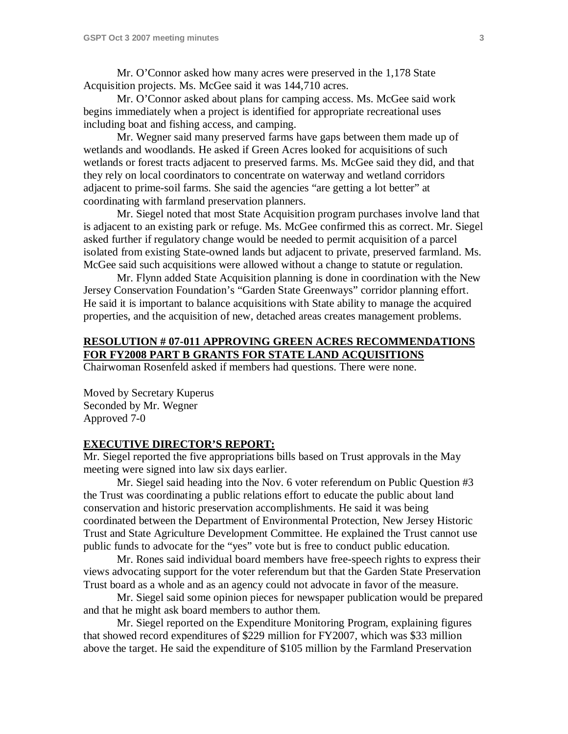Mr. O'Connor asked how many acres were preserved in the 1,178 State Acquisition projects. Ms. McGee said it was 144,710 acres.

Mr. O'Connor asked about plans for camping access. Ms. McGee said work begins immediately when a project is identified for appropriate recreational uses including boat and fishing access, and camping.

Mr. Wegner said many preserved farms have gaps between them made up of wetlands and woodlands. He asked if Green Acres looked for acquisitions of such wetlands or forest tracts adjacent to preserved farms. Ms. McGee said they did, and that they rely on local coordinators to concentrate on waterway and wetland corridors adjacent to prime-soil farms. She said the agencies "are getting a lot better" at coordinating with farmland preservation planners.

Mr. Siegel noted that most State Acquisition program purchases involve land that is adjacent to an existing park or refuge. Ms. McGee confirmed this as correct. Mr. Siegel asked further if regulatory change would be needed to permit acquisition of a parcel isolated from existing State-owned lands but adjacent to private, preserved farmland. Ms. McGee said such acquisitions were allowed without a change to statute or regulation.

Mr. Flynn added State Acquisition planning is done in coordination with the New Jersey Conservation Foundation's "Garden State Greenways" corridor planning effort. He said it is important to balance acquisitions with State ability to manage the acquired properties, and the acquisition of new, detached areas creates management problems.

**RESOLUTION # 07-011 APPROVING GREEN ACRES RECOMMENDATIONS FOR FY2008 PART B GRANTS FOR STATE LAND ACQUISITIONS**

Chairwoman Rosenfeld asked if members had questions. There were none.

Moved by Secretary Kuperus
Seconded by Mr. Wegner
Approved 7-0

**EXECUTIVE DIRECTOR'S REPORT:**

Mr. Siegel reported the five appropriations bills based on Trust approvals in the May meeting were signed into law six days earlier.

Mr. Siegel said heading into the Nov. 6 voter referendum on Public Question #3 the Trust was coordinating a public relations effort to educate the public about land conservation and historic preservation accomplishments. He said it was being coordinated between the Department of Environmental Protection, New Jersey Historic Trust and State Agriculture Development Committee. He explained the Trust cannot use public funds to advocate for the "yes" vote but is free to conduct public education.

Mr. Rones said individual board members have free-speech rights to express their views advocating support for the voter referendum but that the Garden State Preservation Trust board as a whole and as an agency could not advocate in favor of the measure.

Mr. Siegel said some opinion pieces for newspaper publication would be prepared and that he might ask board members to author them.

Mr. Siegel reported on the Expenditure Monitoring Program, explaining figures that showed record expenditures of $229 million for FY2007, which was $33 million above the target. He said the expenditure of $105 million by the Farmland Preservation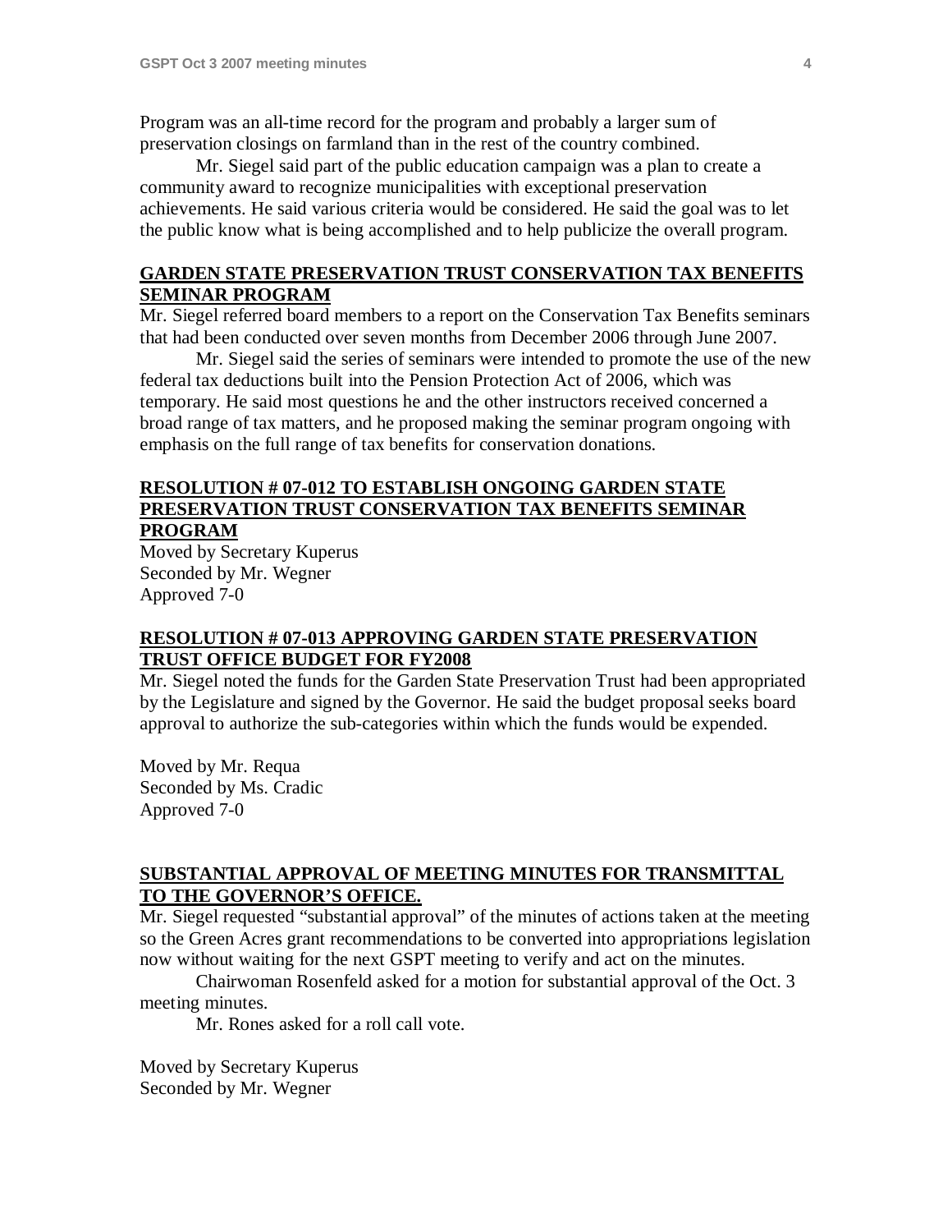Program was an all-time record for the program and probably a larger sum of preservation closings on farmland than in the rest of the country combined.

Mr. Siegel said part of the public education campaign was a plan to create a community award to recognize municipalities with exceptional preservation achievements. He said various criteria would be considered. He said the goal was to let the public know what is being accomplished and to help publicize the overall program.

**GARDEN STATE PRESERVATION TRUST CONSERVATION TAX BENEFITS SEMINAR PROGRAM**

Mr. Siegel referred board members to a report on the Conservation Tax Benefits seminars that had been conducted over seven months from December 2006 through June 2007.

Mr. Siegel said the series of seminars were intended to promote the use of the new federal tax deductions built into the Pension Protection Act of 2006, which was temporary. He said most questions he and the other instructors received concerned a broad range of tax matters, and he proposed making the seminar program ongoing with emphasis on the full range of tax benefits for conservation donations.

**RESOLUTION # 07-012 TO ESTABLISH ONGOING GARDEN STATE PRESERVATION TRUST CONSERVATION TAX BENEFITS SEMINAR PROGRAM**

Moved by Secretary Kuperus
Seconded by Mr. Wegner
Approved 7-0

**RESOLUTION # 07-013 APPROVING GARDEN STATE PRESERVATION TRUST OFFICE BUDGET FOR FY2008**

Mr. Siegel noted the funds for the Garden State Preservation Trust had been appropriated by the Legislature and signed by the Governor. He said the budget proposal seeks board approval to authorize the sub-categories within which the funds would be expended.

Moved by Mr. Requa
Seconded by Ms. Cradic
Approved 7-0

**SUBSTANTIAL APPROVAL OF MEETING MINUTES FOR TRANSMITTAL TO THE GOVERNOR'S OFFICE.**

Mr. Siegel requested "substantial approval" of the minutes of actions taken at the meeting so the Green Acres grant recommendations to be converted into appropriations legislation now without waiting for the next GSPT meeting to verify and act on the minutes.

Chairwoman Rosenfeld asked for a motion for substantial approval of the Oct. 3 meeting minutes.

Mr. Rones asked for a roll call vote.

Moved by Secretary Kuperus
Seconded by Mr. Wegner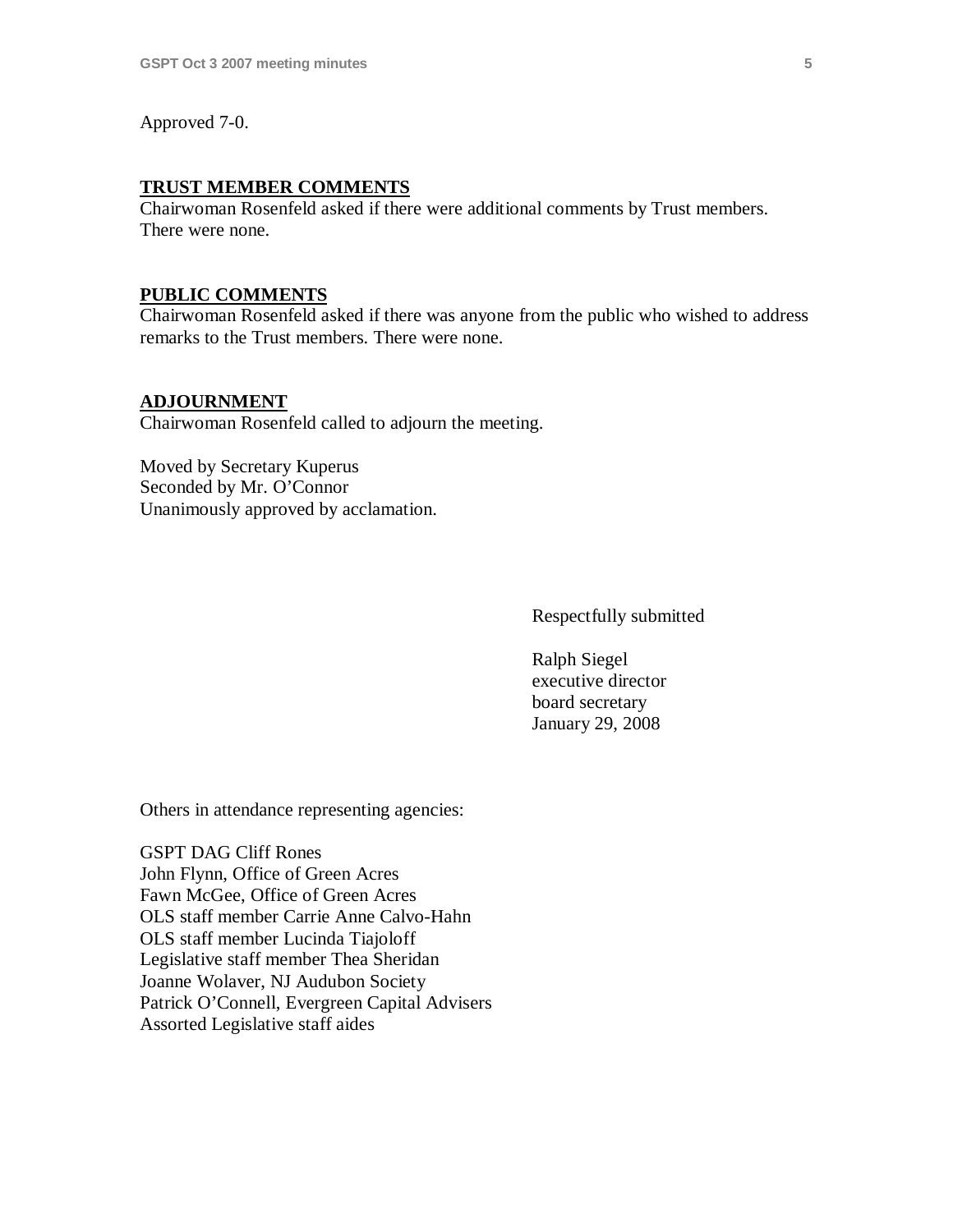Approved 7-0.

**TRUST MEMBER COMMENTS**

Chairwoman Rosenfeld asked if there were additional comments by Trust members. There were none.

**PUBLIC COMMENTS**

Chairwoman Rosenfeld asked if there was anyone from the public who wished to address remarks to the Trust members. There were none.

**ADJOURNMENT**

Chairwoman Rosenfeld called to adjourn the meeting.

Moved by Secretary Kuperus
Seconded by Mr. O'Connor
Unanimously approved by acclamation.

Respectfully submitted

Ralph Siegel
executive director
board secretary
January 29, 2008

Others in attendance representing agencies:

GSPT DAG Cliff Rones
John Flynn, Office of Green Acres
Fawn McGee, Office of Green Acres
OLS staff member Carrie Anne Calvo-Hahn
OLS staff member Lucinda Tiajoloff
Legislative staff member Thea Sheridan
Joanne Wolaver, NJ Audubon Society
Patrick O'Connell, Evergreen Capital Advisers
Assorted Legislative staff aides